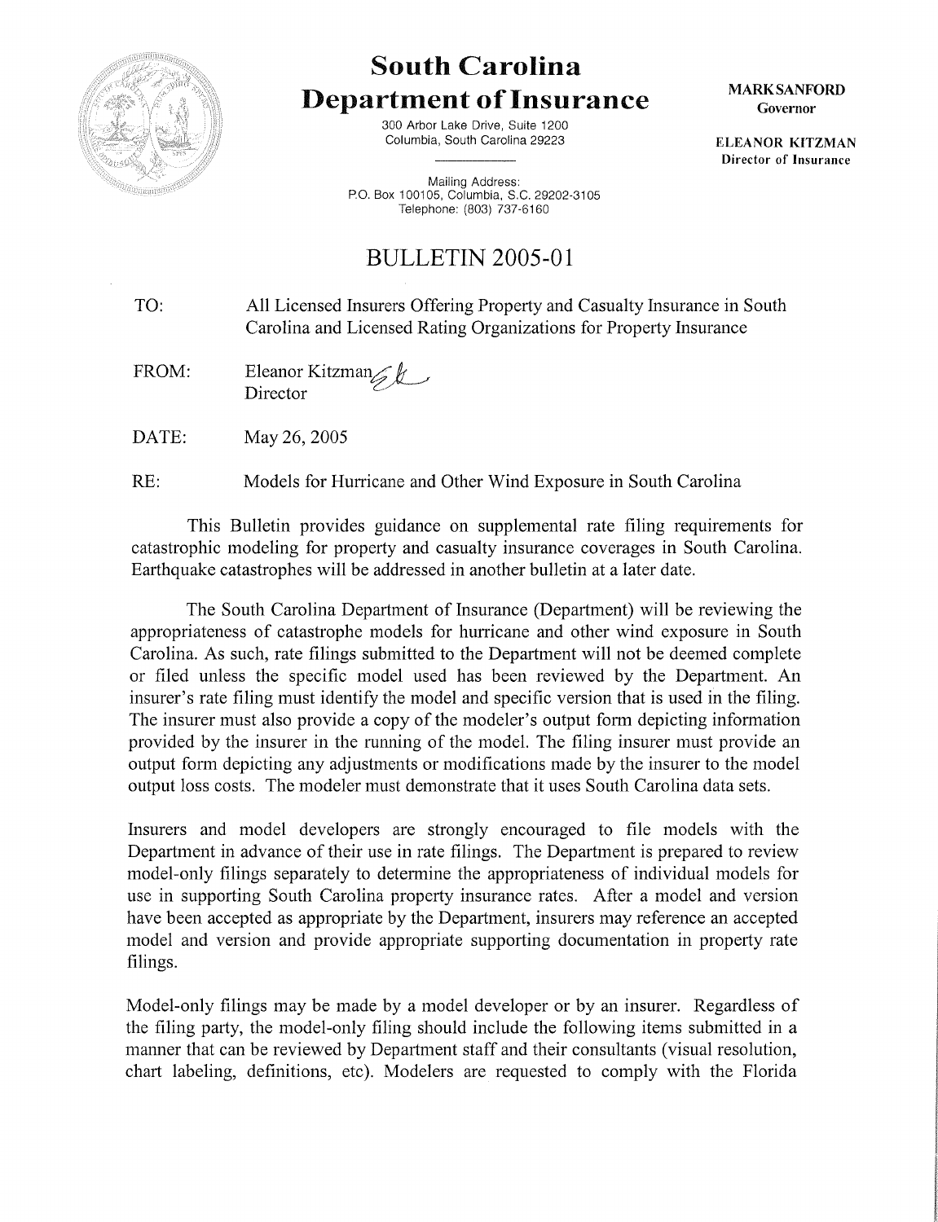# South Carolina Department of Insurance

300 Arbor Lake Drive, Suite 1200
Columbia, South Carolina 29223

Mailing Address:
P.O. Box 100105, Columbia, S.C. 29202-3105
Telephone: (803) 737-6160

**MARK SANFORD**
Governor

**ELEANOR KITZMAN**
Director of Insurance

## BULLETIN 2005-01

TO: All Licensed Insurers Offering Property and Casualty Insurance in South Carolina and Licensed Rating Organizations for Property Insurance

FROM: Eleanor Kitzman
Director

DATE: May 26, 2005

RE: Models for Hurricane and Other Wind Exposure in South Carolina

This Bulletin provides guidance on supplemental rate filing requirements for catastrophic modeling for property and casualty insurance coverages in South Carolina. Earthquake catastrophes will be addressed in another bulletin at a later date.

The South Carolina Department of Insurance (Department) will be reviewing the appropriateness of catastrophe models for hurricane and other wind exposure in South Carolina. As such, rate filings submitted to the Department will not be deemed complete or filed unless the specific model used has been reviewed by the Department. An insurer's rate filing must identify the model and specific version that is used in the filing. The insurer must also provide a copy of the modeler's output form depicting information provided by the insurer in the running of the model. The filing insurer must provide an output form depicting any adjustments or modifications made by the insurer to the model output loss costs. The modeler must demonstrate that it uses South Carolina data sets.

Insurers and model developers are strongly encouraged to file models with the Department in advance of their use in rate filings. The Department is prepared to review model-only filings separately to determine the appropriateness of individual models for use in supporting South Carolina property insurance rates. After a model and version have been accepted as appropriate by the Department, insurers may reference an accepted model and version and provide appropriate supporting documentation in property rate filings.

Model-only filings may be made by a model developer or by an insurer. Regardless of the filing party, the model-only filing should include the following items submitted in a manner that can be reviewed by Department staff and their consultants (visual resolution, chart labeling, definitions, etc). Modelers are requested to comply with the Florida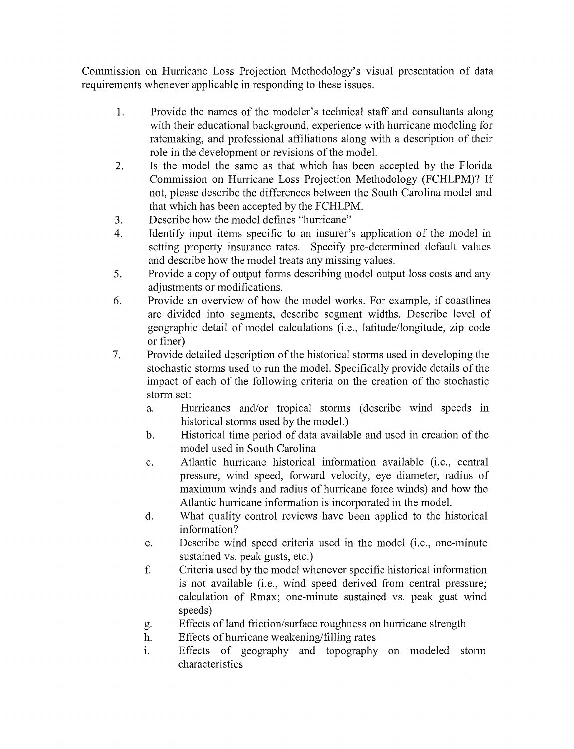Commission on Hurricane Loss Projection Methodology's visual presentation of data requirements whenever applicable in responding to these issues.

1. Provide the names of the modeler's technical staff and consultants along with their educational background, experience with hurricane modeling for ratemaking, and professional affiliations along with a description of their role in the development or revisions of the model.
2. Is the model the same as that which has been accepted by the Florida Commission on Hurricane Loss Projection Methodology (FCHLPM)? If not, please describe the differences between the South Carolina model and that which has been accepted by the FCHLPM.
3. Describe how the model defines "hurricane"
4. Identify input items specific to an insurer's application of the model in setting property insurance rates. Specify pre-determined default values and describe how the model treats any missing values.
5. Provide a copy of output forms describing model output loss costs and any adjustments or modifications.
6. Provide an overview of how the model works. For example, if coastlines are divided into segments, describe segment widths. Describe level of geographic detail of model calculations (i.e., latitude/longitude, zip code or finer)
7. Provide detailed description of the historical storms used in developing the stochastic storms used to run the model. Specifically provide details of the impact of each of the following criteria on the creation of the stochastic storm set:
   a. Hurricanes and/or tropical storms (describe wind speeds in historical storms used by the model.)
   b. Historical time period of data available and used in creation of the model used in South Carolina
   c. Atlantic hurricane historical information available (i.e., central pressure, wind speed, forward velocity, eye diameter, radius of maximum winds and radius of hurricane force winds) and how the Atlantic hurricane information is incorporated in the model.
   d. What quality control reviews have been applied to the historical information?
   e. Describe wind speed criteria used in the model (i.e., one-minute sustained vs. peak gusts, etc.)
   f. Criteria used by the model whenever specific historical information is not available (i.e., wind speed derived from central pressure; calculation of Rmax; one-minute sustained vs. peak gust wind speeds)
   g. Effects of land friction/surface roughness on hurricane strength
   h. Effects of hurricane weakening/filling rates
   i. Effects of geography and topography on modeled storm characteristics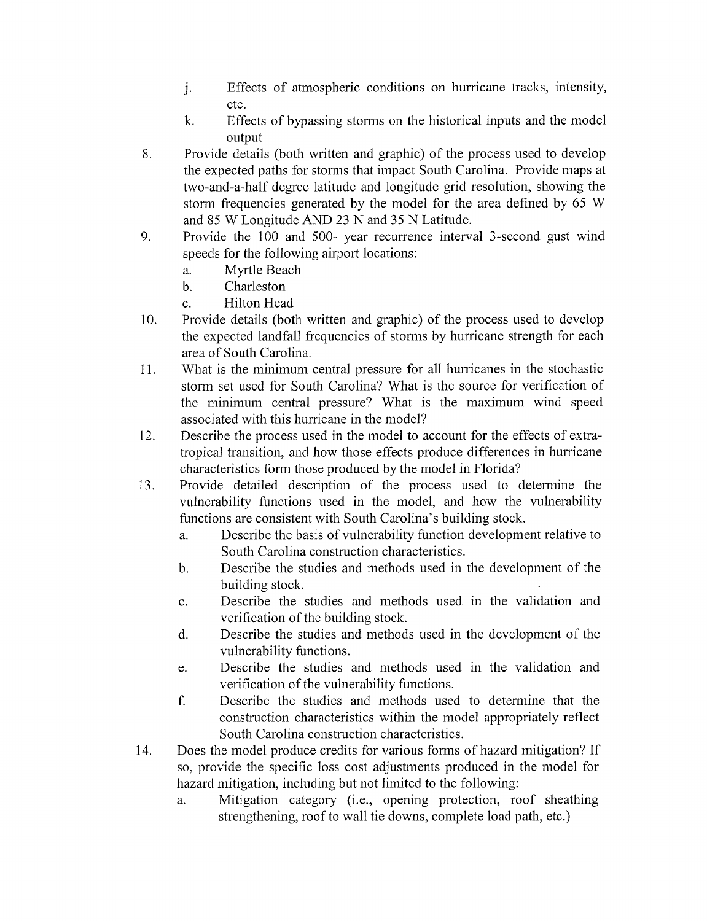j. Effects of atmospheric conditions on hurricane tracks, intensity, etc.
   k. Effects of bypassing storms on the historical inputs and the model output

8. Provide details (both written and graphic) of the process used to develop the expected paths for storms that impact South Carolina. Provide maps at two-and-a-half degree latitude and longitude grid resolution, showing the storm frequencies generated by the model for the area defined by 65 W and 85 W Longitude AND 23 N and 35 N Latitude.
9. Provide the 100 and 500- year recurrence interval 3-second gust wind speeds for the following airport locations:
   a. Myrtle Beach
   b. Charleston
   c. Hilton Head
10. Provide details (both written and graphic) of the process used to develop the expected landfall frequencies of storms by hurricane strength for each area of South Carolina.
11. What is the minimum central pressure for all hurricanes in the stochastic storm set used for South Carolina? What is the source for verification of the minimum central pressure? What is the maximum wind speed associated with this hurricane in the model?
12. Describe the process used in the model to account for the effects of extra-tropical transition, and how those effects produce differences in hurricane characteristics form those produced by the model in Florida?
13. Provide detailed description of the process used to determine the vulnerability functions used in the model, and how the vulnerability functions are consistent with South Carolina's building stock.
   a. Describe the basis of vulnerability function development relative to South Carolina construction characteristics.
   b. Describe the studies and methods used in the development of the building stock.
   c. Describe the studies and methods used in the validation and verification of the building stock.
   d. Describe the studies and methods used in the development of the vulnerability functions.
   e. Describe the studies and methods used in the validation and verification of the vulnerability functions.
   f. Describe the studies and methods used to determine that the construction characteristics within the model appropriately reflect South Carolina construction characteristics.
14. Does the model produce credits for various forms of hazard mitigation? If so, provide the specific loss cost adjustments produced in the model for hazard mitigation, including but not limited to the following:
   a. Mitigation category (i.e., opening protection, roof sheathing strengthening, roof to wall tie downs, complete load path, etc.)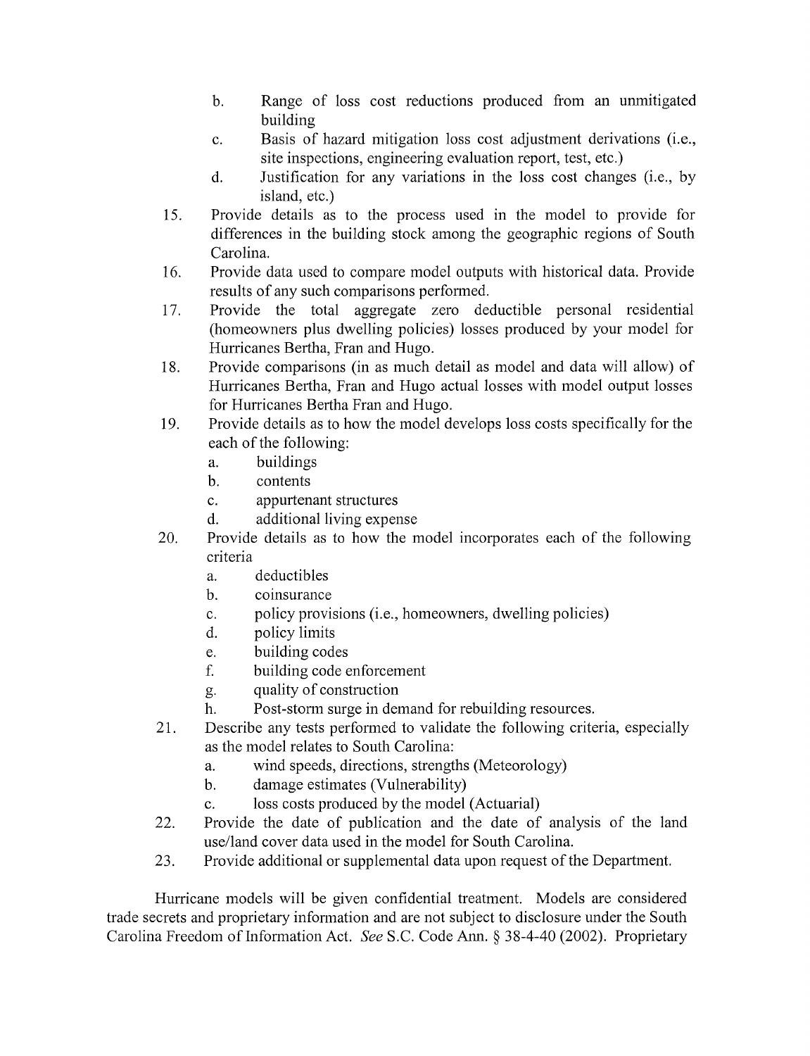b. Range of loss cost reductions produced from an unmitigated building
c. Basis of hazard mitigation loss cost adjustment derivations (i.e., site inspections, engineering evaluation report, test, etc.)
d. Justification for any variations in the loss cost changes (i.e., by island, etc.)

15. Provide details as to the process used in the model to provide for differences in the building stock among the geographic regions of South Carolina.
16. Provide data used to compare model outputs with historical data. Provide results of any such comparisons performed.
17. Provide the total aggregate zero deductible personal residential (homeowners plus dwelling policies) losses produced by your model for Hurricanes Bertha, Fran and Hugo.
18. Provide comparisons (in as much detail as model and data will allow) of Hurricanes Bertha, Fran and Hugo actual losses with model output losses for Hurricanes Bertha Fran and Hugo.
19. Provide details as to how the model develops loss costs specifically for the each of the following:
    a. buildings
    b. contents
    c. appurtenant structures
    d. additional living expense
20. Provide details as to how the model incorporates each of the following criteria
    a. deductibles
    b. coinsurance
    c. policy provisions (i.e., homeowners, dwelling policies)
    d. policy limits
    e. building codes
    f. building code enforcement
    g. quality of construction
    h. Post-storm surge in demand for rebuilding resources.
21. Describe any tests performed to validate the following criteria, especially as the model relates to South Carolina:
    a. wind speeds, directions, strengths (Meteorology)
    b. damage estimates (Vulnerability)
    c. loss costs produced by the model (Actuarial)
22. Provide the date of publication and the date of analysis of the land use/land cover data used in the model for South Carolina.
23. Provide additional or supplemental data upon request of the Department.

Hurricane models will be given confidential treatment. Models are considered trade secrets and proprietary information and are not subject to disclosure under the South Carolina Freedom of Information Act. *See* S.C. Code Ann. § 38-4-40 (2002). Proprietary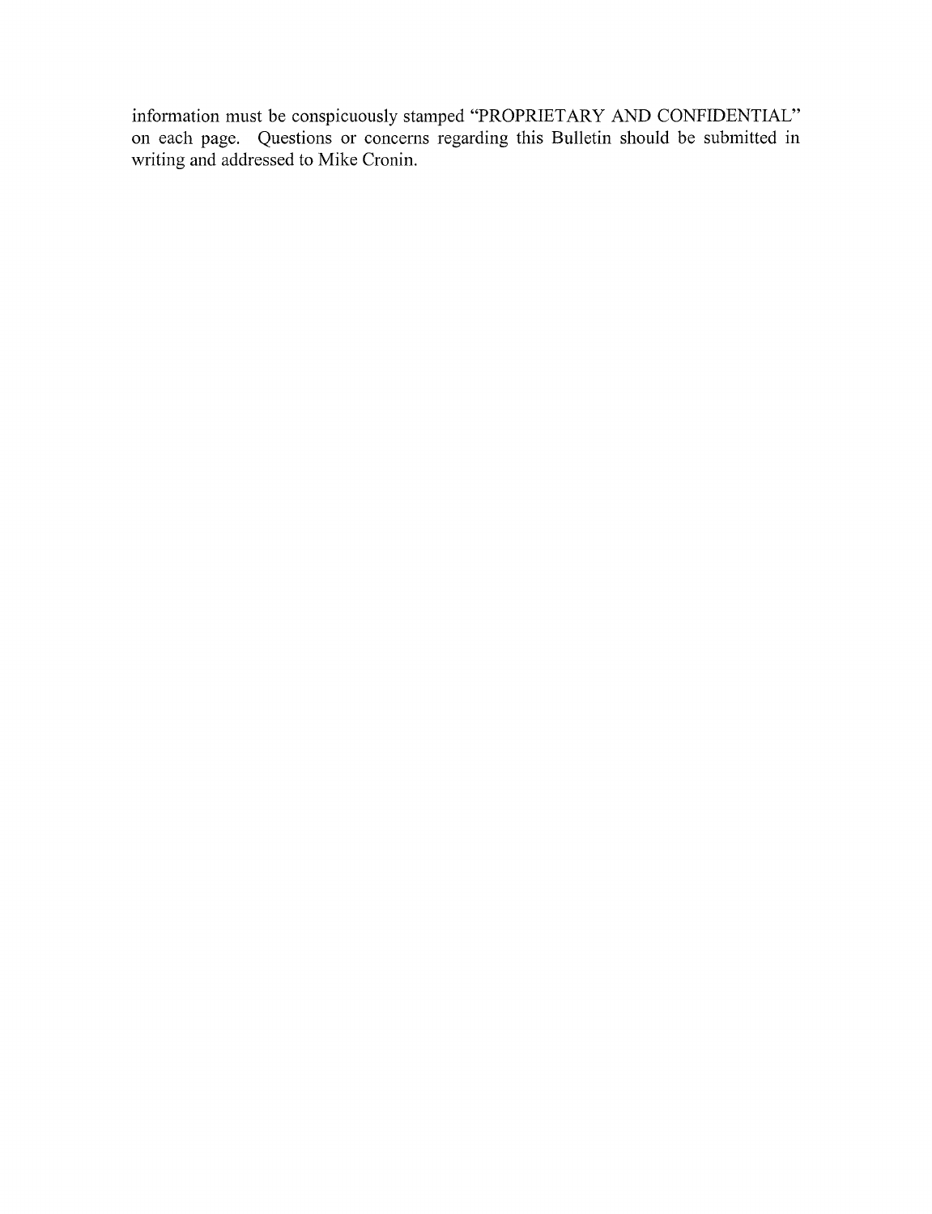information must be conspicuously stamped "PROPRIETARY AND CONFIDENTIAL" on each page. Questions or concerns regarding this Bulletin should be submitted in writing and addressed to Mike Cronin.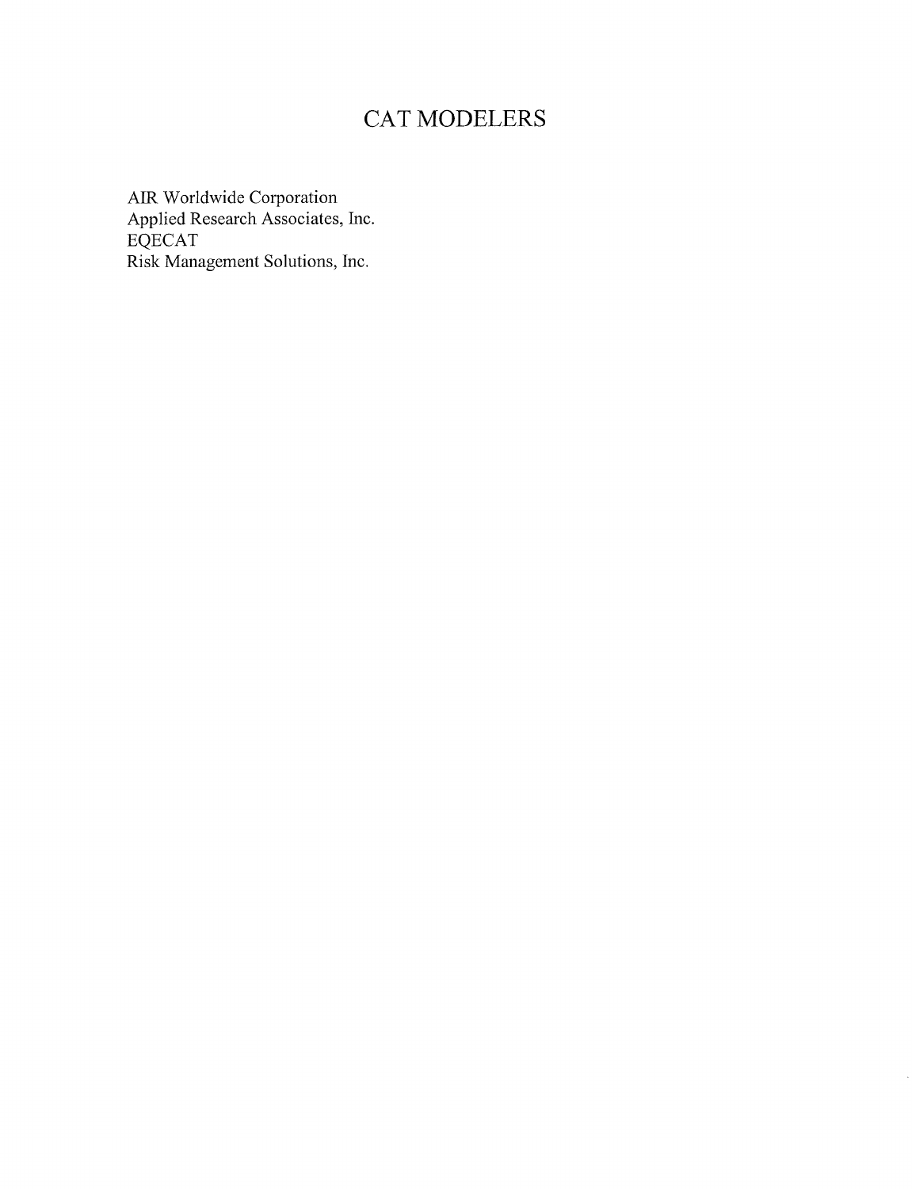# CAT MODELERS

AIR Worldwide Corporation
Applied Research Associates, Inc.
EQECAT
Risk Management Solutions, Inc.